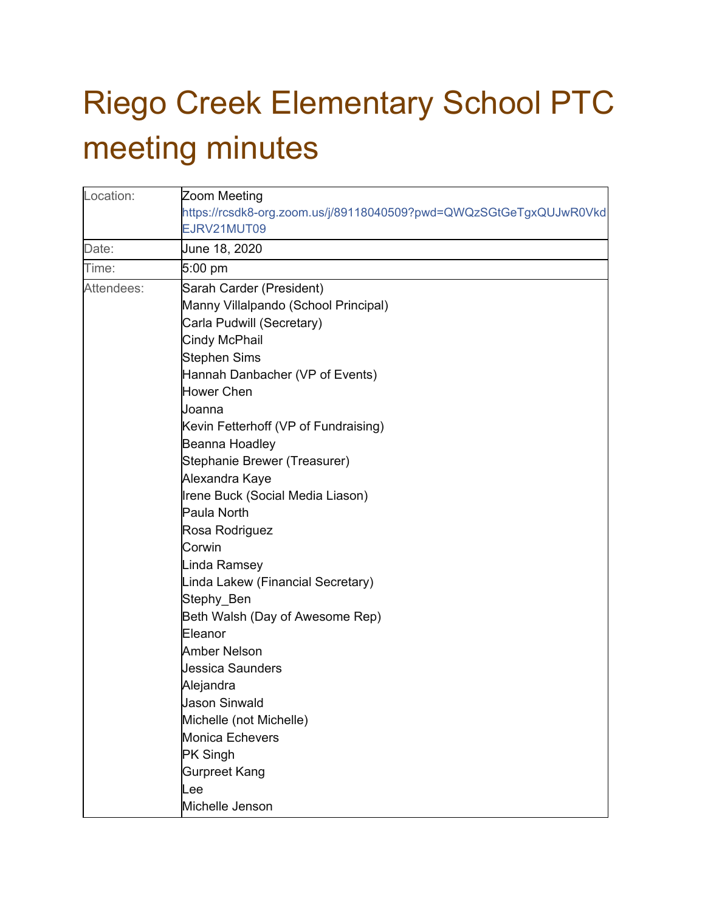# Riego Creek Elementary School PTC meeting minutes

| Location: | Zoom Meeting<br>https://rcsdk8-org.zoom.us/j/89118040509?pwd=QWQzSGtGeTgxQUJwR0VkdEJRV21MUT09 |
|---|---|
| Date: | June 18, 2020 |
| Time: | 5:00 pm |
| Attendees: | Sarah Carder (President)<br>Manny Villalpando (School Principal)<br>Carla Pudwill (Secretary)<br>Cindy McPhail<br>Stephen Sims<br>Hannah Danbacher (VP of Events)<br>Hower Chen<br>Joanna<br>Kevin Fetterhoff (VP of Fundraising)<br>Beanna Hoadley<br>Stephanie Brewer (Treasurer)<br>Alexandra Kaye<br>Irene Buck (Social Media Liason)<br>Paula North<br>Rosa Rodriguez<br>Corwin<br>Linda Ramsey<br>Linda Lakew (Financial Secretary)<br>Stephy_Ben<br>Beth Walsh (Day of Awesome Rep)<br>Eleanor<br>Amber Nelson<br>Jessica Saunders<br>Alejandra<br>Jason Sinwald<br>Michelle (not Michelle)<br>Monica Echevers<br>PK Singh<br>Gurpreet Kang<br>Lee<br>Michelle Jenson |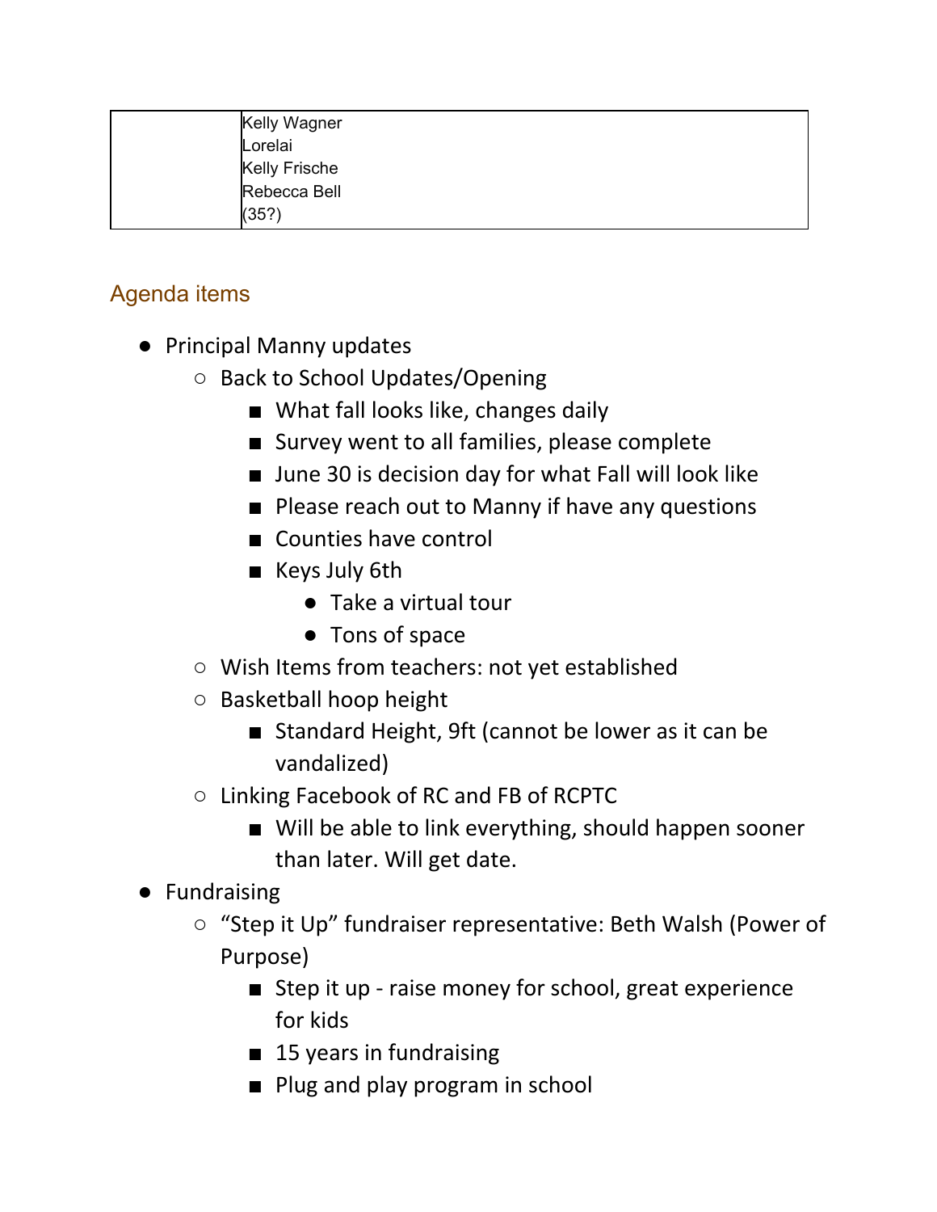|  | Kelly Wagner<br>Lorelai<br>Kelly Frische<br>Rebecca Bell<br>(35?) |
|---|---|

## Agenda items

- Principal Manny updates
  - Back to School Updates/Opening
    - What fall looks like, changes daily
    - Survey went to all families, please complete
    - June 30 is decision day for what Fall will look like
    - Please reach out to Manny if have any questions
    - Counties have control
    - Keys July 6th
      - Take a virtual tour
      - Tons of space
  - Wish Items from teachers: not yet established
  - Basketball hoop height
    - Standard Height, 9ft (cannot be lower as it can be vandalized)
  - Linking Facebook of RC and FB of RCPTC
    - Will be able to link everything, should happen sooner than later. Will get date.
- Fundraising
  - "Step it Up" fundraiser representative: Beth Walsh (Power of Purpose)
    - Step it up - raise money for school, great experience for kids
    - 15 years in fundraising
    - Plug and play program in school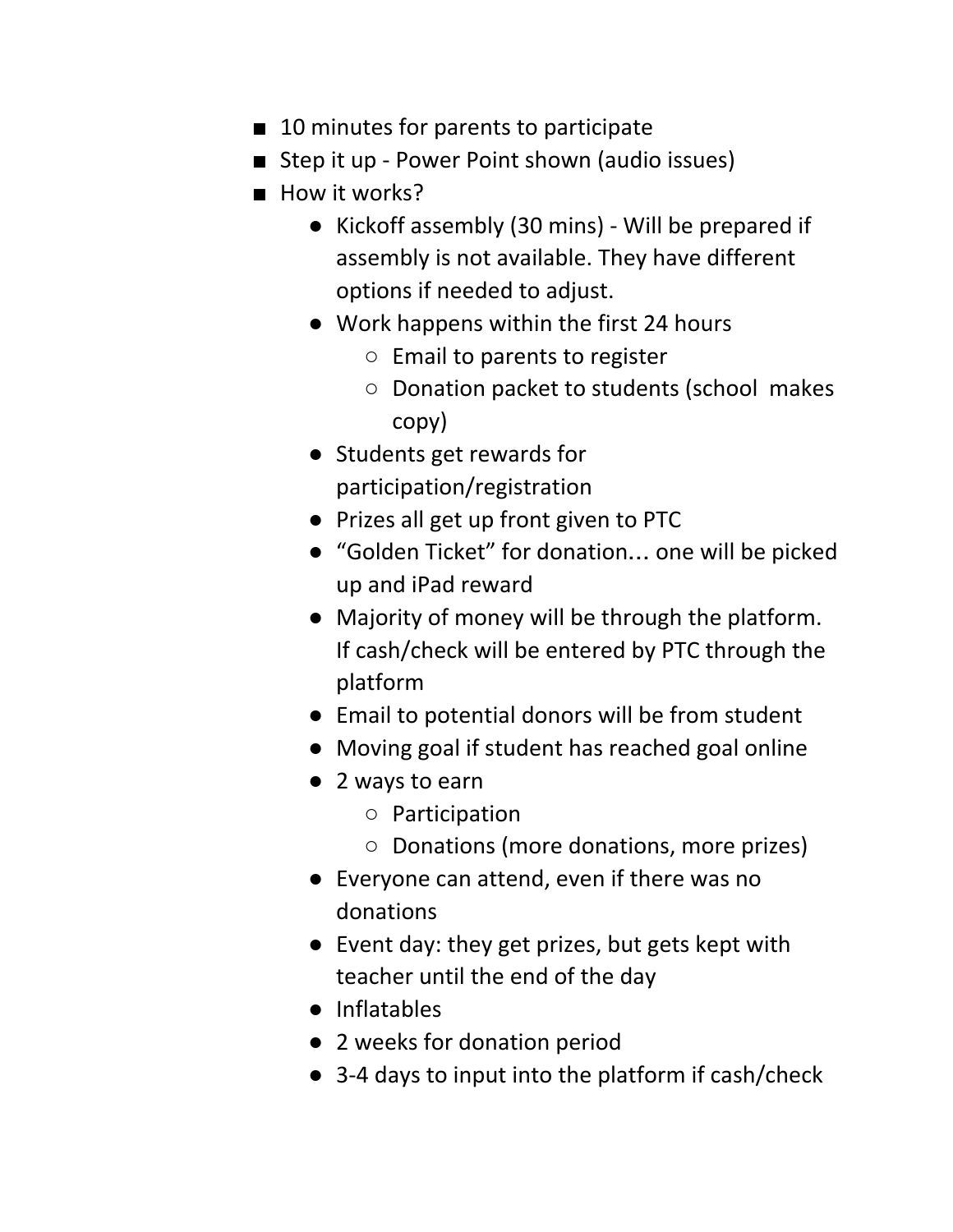- 10 minutes for parents to participate
- Step it up - Power Point shown (audio issues)
- How it works?
  - Kickoff assembly (30 mins) - Will be prepared if assembly is not available. They have different options if needed to adjust.
  - Work happens within the first 24 hours
    - Email to parents to register
    - Donation packet to students (school makes copy)
  - Students get rewards for participation/registration
  - Prizes all get up front given to PTC
  - "Golden Ticket" for donation… one will be picked up and iPad reward
  - Majority of money will be through the platform. If cash/check will be entered by PTC through the platform
  - Email to potential donors will be from student
  - Moving goal if student has reached goal online
  - 2 ways to earn
    - Participation
    - Donations (more donations, more prizes)
  - Everyone can attend, even if there was no donations
  - Event day: they get prizes, but gets kept with teacher until the end of the day
  - Inflatables
  - 2 weeks for donation period
  - 3-4 days to input into the platform if cash/check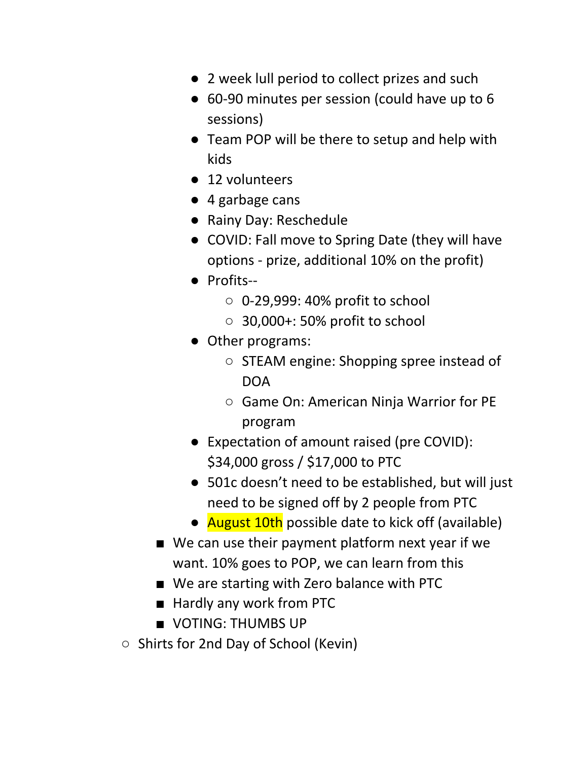- 2 week lull period to collect prizes and such
            - 60-90 minutes per session (could have up to 6 sessions)
            - Team POP will be there to setup and help with kids
            - 12 volunteers
            - 4 garbage cans
            - Rainy Day: Reschedule
            - COVID: Fall move to Spring Date (they will have options - prize, additional 10% on the profit)
            - Profits--
                - 0-29,999: 40% profit to school
                - 30,000+: 50% profit to school
            - Other programs:
                - STEAM engine: Shopping spree instead of DOA
                - Game On: American Ninja Warrior for PE program
            - Expectation of amount raised (pre COVID): $34,000 gross / $17,000 to PTC
            - 501c doesn't need to be established, but will just need to be signed off by 2 people from PTC
            - August 10th possible date to kick off (available)
        - We can use their payment platform next year if we want. 10% goes to POP, we can learn from this
        - We are starting with Zero balance with PTC
        - Hardly any work from PTC
        - VOTING: THUMBS UP
    - Shirts for 2nd Day of School (Kevin)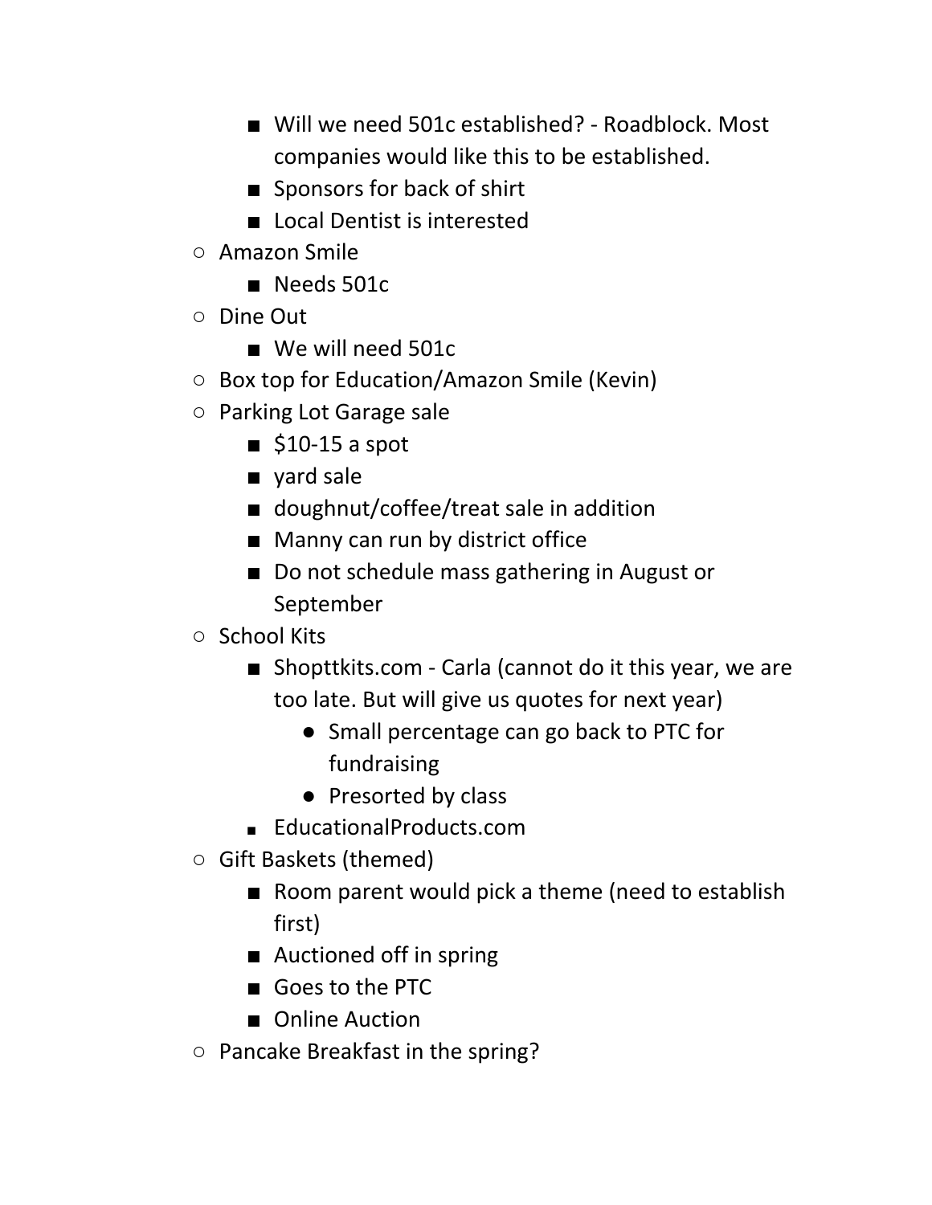- Will we need 501c established? - Roadblock. Most companies would like this to be established.
        - Sponsors for back of shirt
        - Local Dentist is interested
    - Amazon Smile
        - Needs 501c
    - Dine Out
        - We will need 501c
    - Box top for Education/Amazon Smile (Kevin)
    - Parking Lot Garage sale
        - $10-15 a spot
        - yard sale
        - doughnut/coffee/treat sale in addition
        - Manny can run by district office
        - Do not schedule mass gathering in August or September
    - School Kits
        - Shopttkits.com - Carla (cannot do it this year, we are too late. But will give us quotes for next year)
            - Small percentage can go back to PTC for fundraising
            - Presorted by class
        - EducationalProducts.com
    - Gift Baskets (themed)
        - Room parent would pick a theme (need to establish first)
        - Auctioned off in spring
        - Goes to the PTC
        - Online Auction
    - Pancake Breakfast in the spring?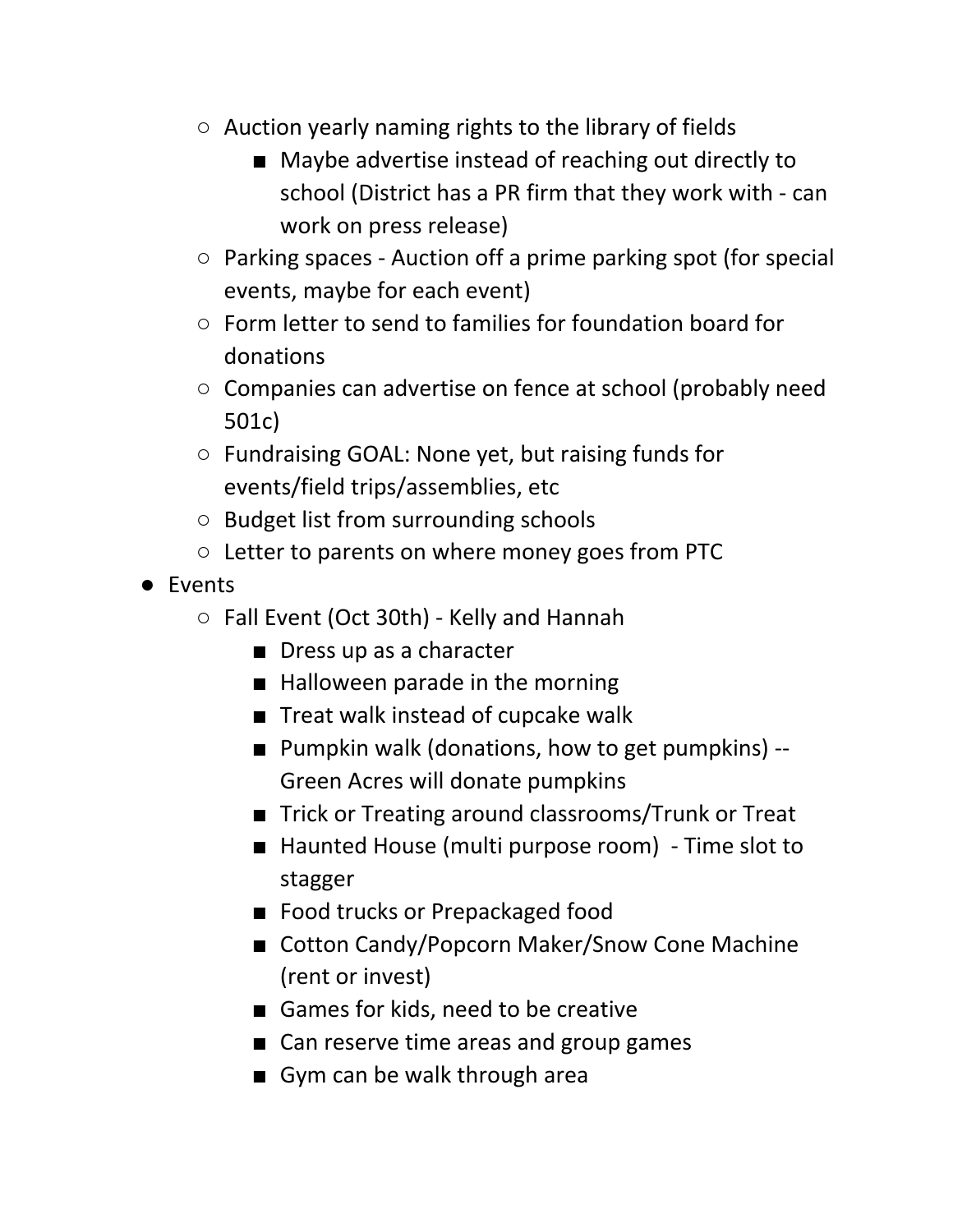- Auction yearly naming rights to the library of fields
  - Maybe advertise instead of reaching out directly to school (District has a PR firm that they work with - can work on press release)
- Parking spaces - Auction off a prime parking spot (for special events, maybe for each event)
- Form letter to send to families for foundation board for donations
- Companies can advertise on fence at school (probably need 501c)
- Fundraising GOAL: None yet, but raising funds for events/field trips/assemblies, etc
- Budget list from surrounding schools
- Letter to parents on where money goes from PTC

- Events
  - Fall Event (Oct 30th) - Kelly and Hannah
    - Dress up as a character
    - Halloween parade in the morning
    - Treat walk instead of cupcake walk
    - Pumpkin walk (donations, how to get pumpkins) -- Green Acres will donate pumpkins
    - Trick or Treating around classrooms/Trunk or Treat
    - Haunted House (multi purpose room) - Time slot to stagger
    - Food trucks or Prepackaged food
    - Cotton Candy/Popcorn Maker/Snow Cone Machine (rent or invest)
    - Games for kids, need to be creative
    - Can reserve time areas and group games
    - Gym can be walk through area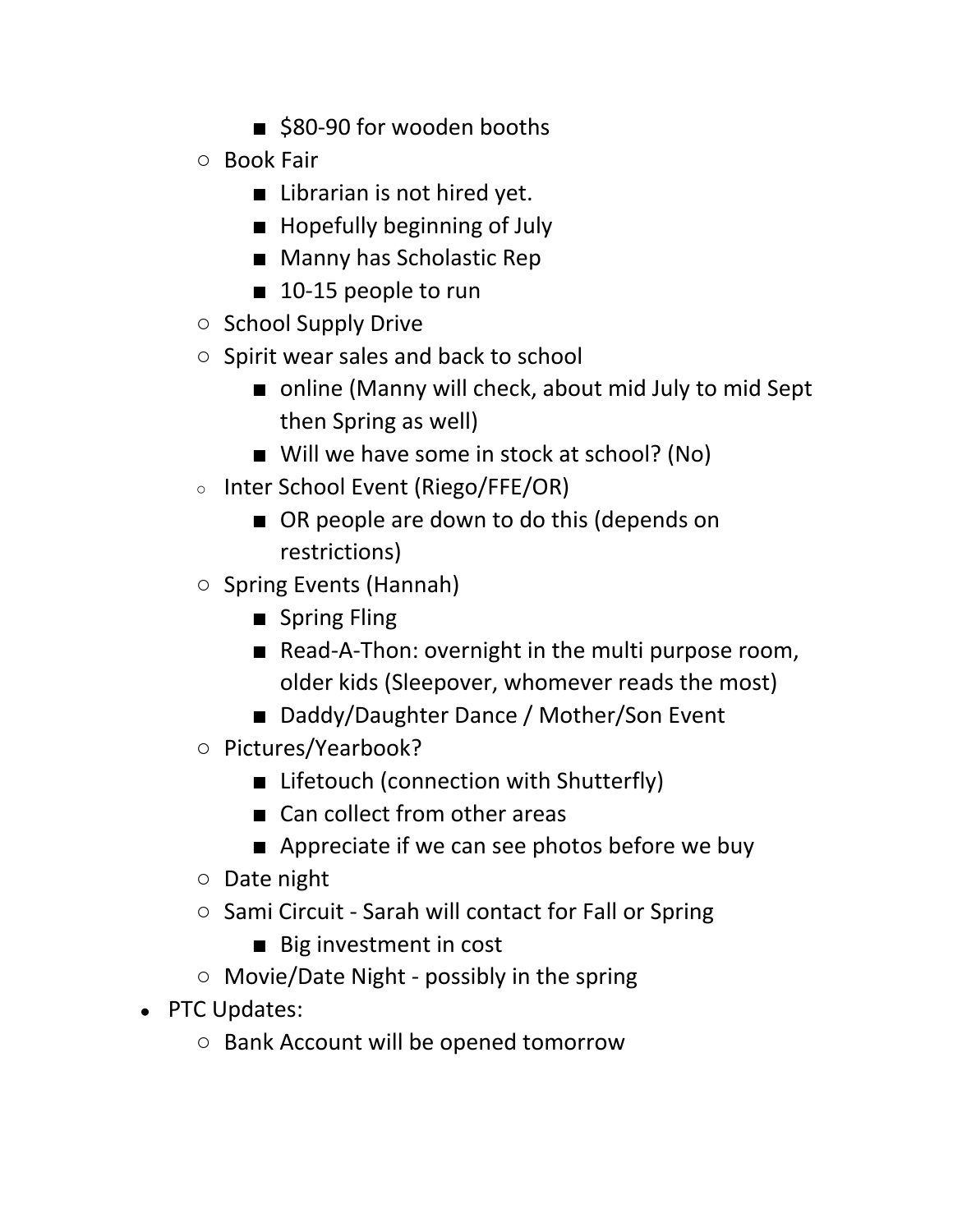- $80-90 for wooden booths
    - Book Fair
        - Librarian is not hired yet.
        - Hopefully beginning of July
        - Manny has Scholastic Rep
        - 10-15 people to run
    - School Supply Drive
    - Spirit wear sales and back to school
        - online (Manny will check, about mid July to mid Sept then Spring as well)
        - Will we have some in stock at school? (No)
    - Inter School Event (Riego/FFE/OR)
        - OR people are down to do this (depends on restrictions)
    - Spring Events (Hannah)
        - Spring Fling
        - Read-A-Thon: overnight in the multi purpose room, older kids (Sleepover, whomever reads the most)
        - Daddy/Daughter Dance / Mother/Son Event
    - Pictures/Yearbook?
        - Lifetouch (connection with Shutterfly)
        - Can collect from other areas
        - Appreciate if we can see photos before we buy
    - Date night
    - Sami Circuit - Sarah will contact for Fall or Spring
        - Big investment in cost
    - Movie/Date Night - possibly in the spring
- PTC Updates:
    - Bank Account will be opened tomorrow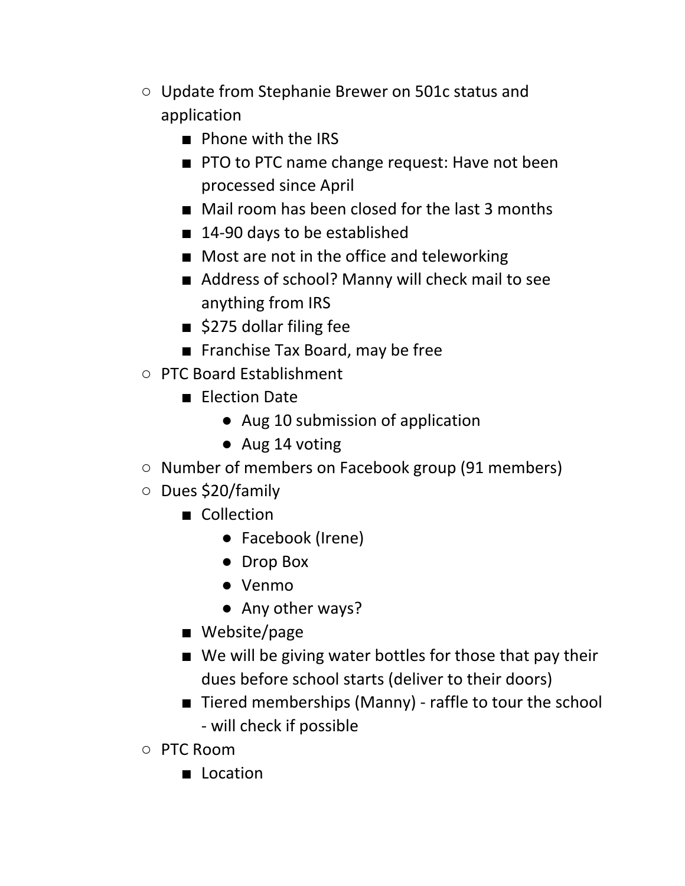- Update from Stephanie Brewer on 501c status and application
  - Phone with the IRS
  - PTO to PTC name change request: Have not been processed since April
  - Mail room has been closed for the last 3 months
  - 14-90 days to be established
  - Most are not in the office and teleworking
  - Address of school? Manny will check mail to see anything from IRS
  - $275 dollar filing fee
  - Franchise Tax Board, may be free
- PTC Board Establishment
  - Election Date
    - Aug 10 submission of application
    - Aug 14 voting
- Number of members on Facebook group (91 members)
- Dues $20/family
  - Collection
    - Facebook (Irene)
    - Drop Box
    - Venmo
    - Any other ways?
  - Website/page
  - We will be giving water bottles for those that pay their dues before school starts (deliver to their doors)
  - Tiered memberships (Manny) - raffle to tour the school - will check if possible
- PTC Room
  - Location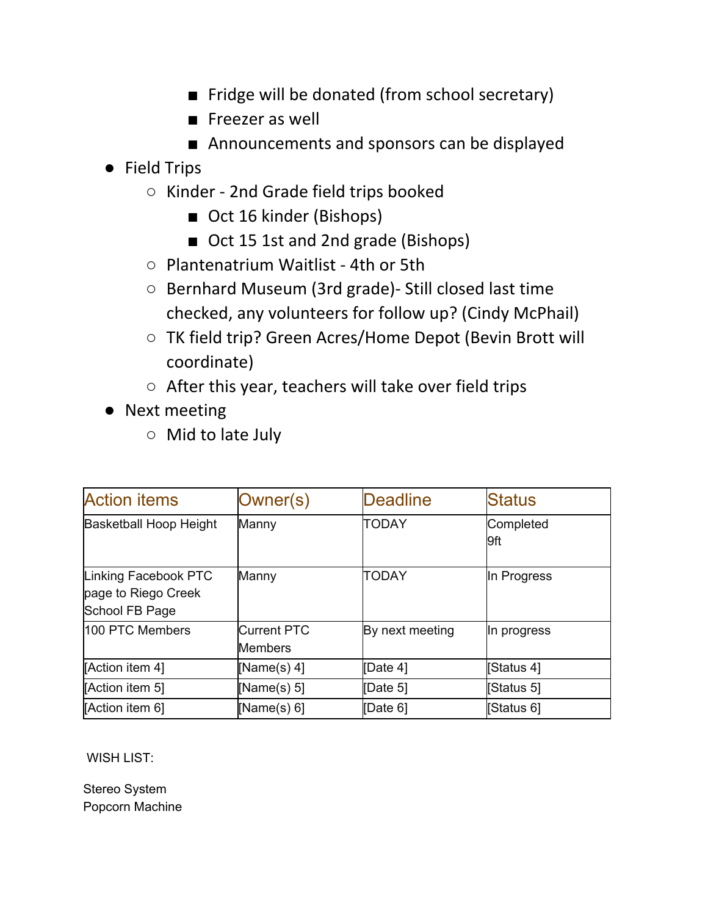- Fridge will be donated (from school secretary)
        - Freezer as well
        - Announcements and sponsors can be displayed
- Field Trips
    - Kinder - 2nd Grade field trips booked
        - Oct 16 kinder (Bishops)
        - Oct 15 1st and 2nd grade (Bishops)
    - Plantenatrium Waitlist - 4th or 5th
    - Bernhard Museum (3rd grade)- Still closed last time checked, any volunteers for follow up? (Cindy McPhail)
    - TK field trip? Green Acres/Home Depot (Bevin Brott will coordinate)
    - After this year, teachers will take over field trips
- Next meeting
    - Mid to late July

| Action items | Owner(s) | Deadline | Status |
|---|---|---|---|
| Basketball Hoop Height | Manny | TODAY | Completed 9ft |
| Linking Facebook PTC page to Riego Creek School FB Page | Manny | TODAY | In Progress |
| 100 PTC Members | Current PTC Members | By next meeting | In progress |
| [Action item 4] | [Name(s) 4] | [Date 4] | [Status 4] |
| [Action item 5] | [Name(s) 5] | [Date 5] | [Status 5] |
| [Action item 6] | [Name(s) 6] | [Date 6] | [Status 6] |

WISH LIST:

Stereo System
Popcorn Machine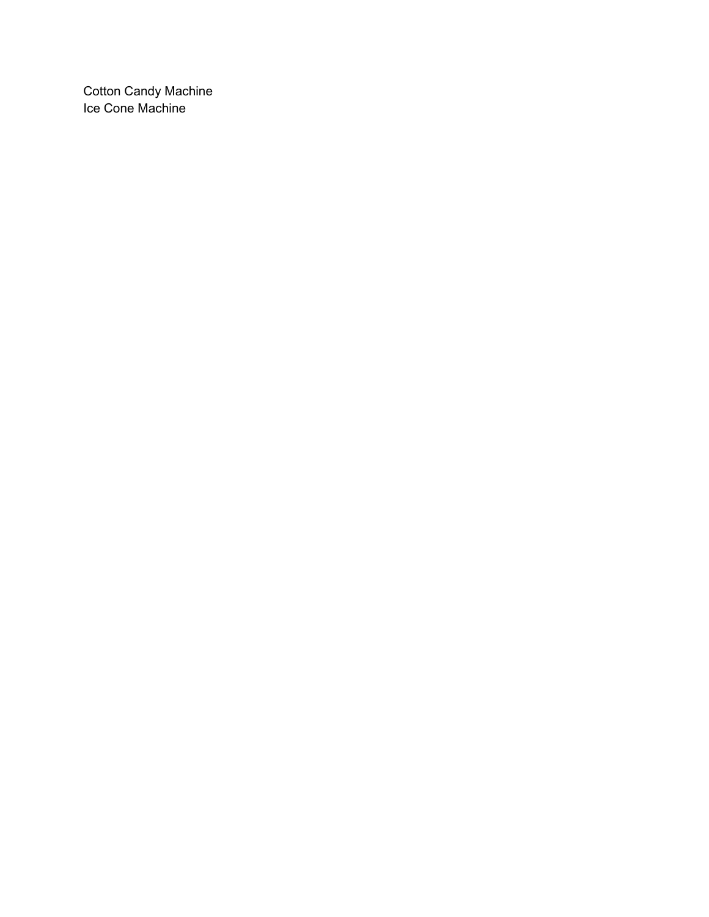Cotton Candy Machine
Ice Cone Machine